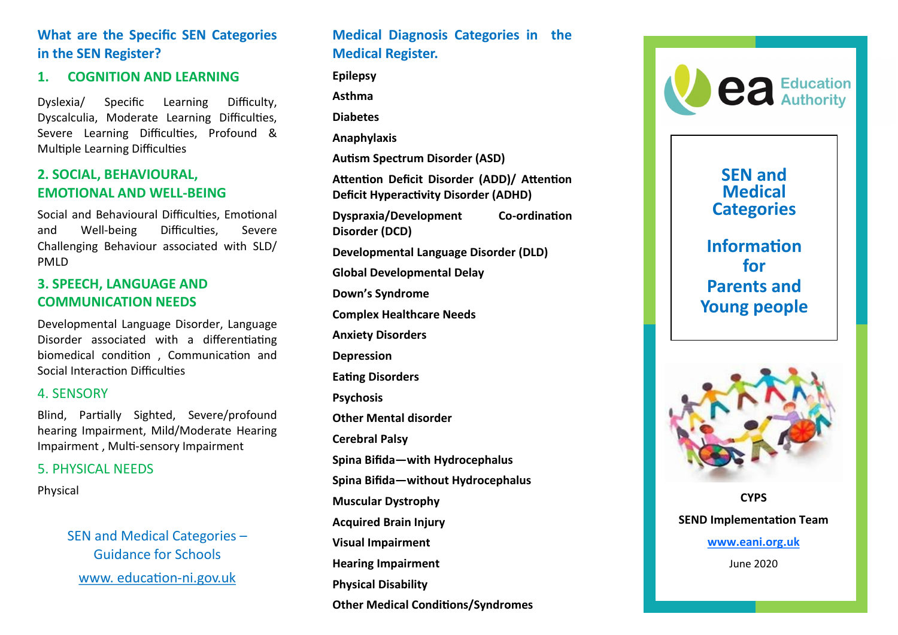## What are the Specific SEN Categories in the SEN Register?

### 1. COGNITION AND LEARNING

Dyslexia/ Specific Learning Difficulty, Dyscalculia, Moderate Learning Difficulties, Severe Learning Difficulties, Profound & Multiple Learning Difficulties

### 2. SOCIAL, BEHAVIOURAL, EMOTIONAL AND WELL-BEING

Social and Behavioural Difficulties, Emotional and Well-being Difficulties, Severe Challenging Behaviour associated with SLD/ PMLD

### 3. SPEECH, LANGUAGE AND COMMUNICATION NEEDS

Developmental Language Disorder, Language Disorder associated with a differentiating biomedical condition , Communication and Social Interaction Difficulties

### 4. SENSORY

Blind, Partially Sighted, Severe/profound hearing Impairment, Mild/Moderate Hearing Impairment , Multi-sensory Impairment

### 5. PHYSICAL NEEDS

Physical

SEN and Medical Categories – Guidance for Schools

www. education-ni.gov.uk

## Medical Diagnosis Categories in the Medical Register.

**Epilepsy**

**Asthma**

**Diabetes**

**Anaphylaxis**

**Autism Spectrum Disorder (ASD)**

**Attention Deficit Disorder (ADD)/ Attention Deficit Hyperactivity Disorder (ADHD)**

**Dyspraxia/Development Co-ordination Disorder (DCD)**

**Developmental Language Disorder (DLD)**

**Global Developmental Delay**

**Down's Syndrome**

**Complex Healthcare Needs**

**Anxiety Disorders**

**Depression**

**Eating Disorders**

**Psychosis**

**Other Mental disorder**

**Cerebral Palsy**

**Spina Bifida—with Hydrocephalus**

**Spina Bifida—without Hydrocephalus**

**Muscular Dystrophy**

**Acquired Brain Injury**

**Visual Impairment**

**Hearing Impairment**

**Physical Disability**

**Other Medical Conditions/Syndromes**

ea Education Authority

# SEN and Medical Categories

## Information for Parents and Young people

**CYPS**

**SEND Implementation Team**

**www.eani.org.uk**

June 2020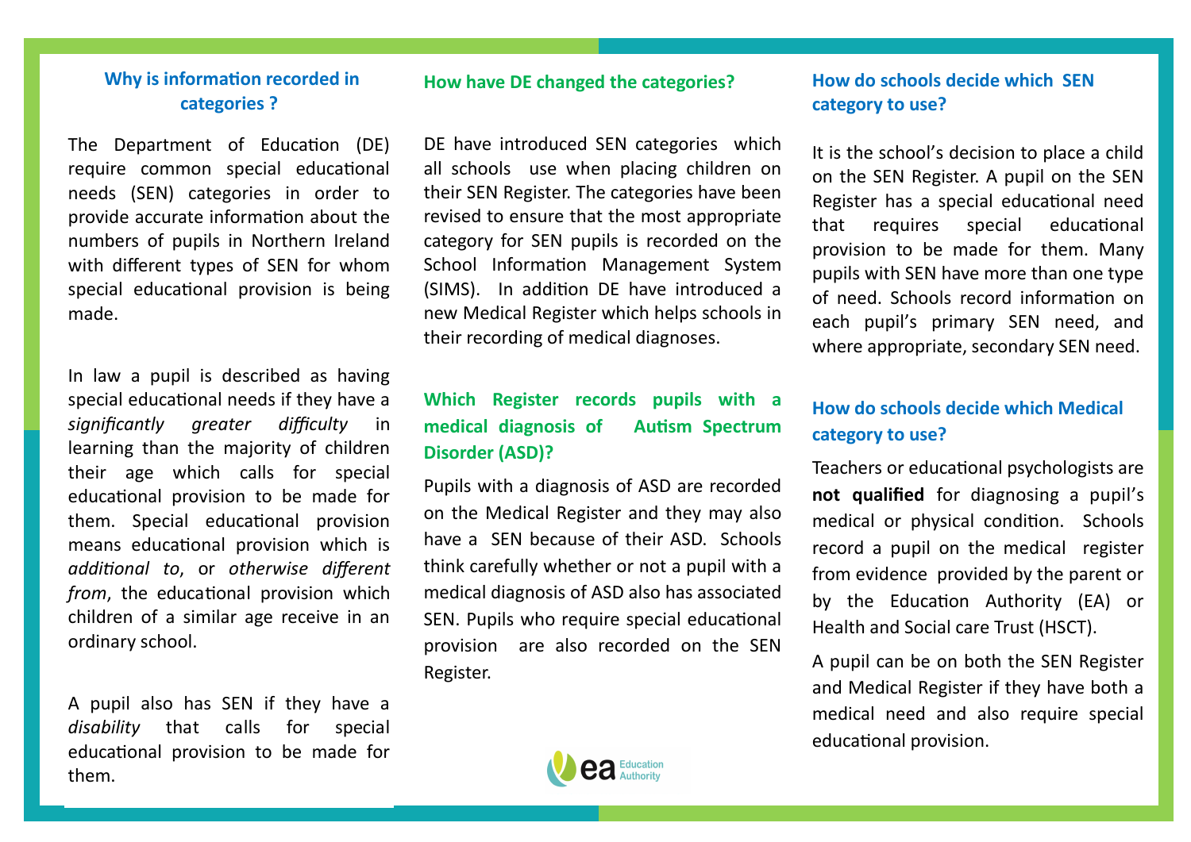## Why is information recorded in categories ?

The Department of Education (DE) require common special educational needs (SEN) categories in order to provide accurate information about the numbers of pupils in Northern Ireland with different types of SEN for whom special educational provision is being made.

In law a pupil is described as having special educational needs if they have a *significantly greater difficulty* in learning than the majority of children their age which calls for special educational provision to be made for them. Special educational provision means educational provision which is *additional to*, or *otherwise different from*, the educational provision which children of a similar age receive in an ordinary school.

A pupil also has SEN if they have a *disability* that calls for special educational provision to be made for them.

## How have DE changed the categories?

DE have introduced SEN categories which all schools use when placing children on their SEN Register. The categories have been revised to ensure that the most appropriate category for SEN pupils is recorded on the School Information Management System (SIMS). In addition DE have introduced a new Medical Register which helps schools in their recording of medical diagnoses.

## Which Register records pupils with a medical diagnosis of Autism Spectrum Disorder (ASD)?

Pupils with a diagnosis of ASD are recorded on the Medical Register and they may also have a SEN because of their ASD. Schools think carefully whether or not a pupil with a medical diagnosis of ASD also has associated SEN. Pupils who require special educational provision are also recorded on the SEN Register.

ea Education Authority

## How do schools decide which SEN category to use?

It is the school's decision to place a child on the SEN Register. A pupil on the SEN Register has a special educational need that requires special educational provision to be made for them. Many pupils with SEN have more than one type of need. Schools record information on each pupil's primary SEN need, and where appropriate, secondary SEN need.

## How do schools decide which Medical category to use?

Teachers or educational psychologists are **not qualified** for diagnosing a pupil's medical or physical condition. Schools record a pupil on the medical register from evidence provided by the parent or by the Education Authority (EA) or Health and Social care Trust (HSCT).

A pupil can be on both the SEN Register and Medical Register if they have both a medical need and also require special educational provision.